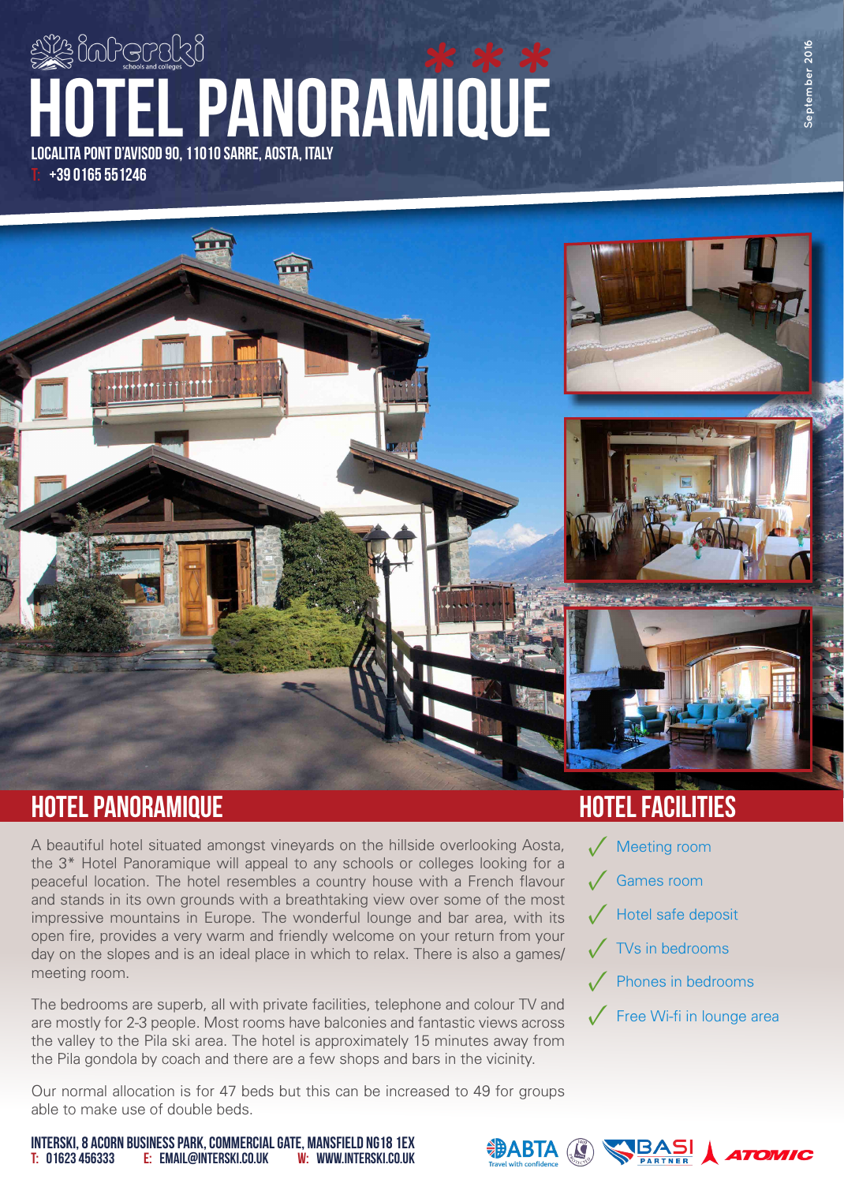interski schools and colleges

# HOTEL PANORAMIQUE ***

LOCALITA PONT D'AVISOD 90, 11010 SARRE, AOSTA, ITALY

T: +39 0165 551246

September 2016

## HOTEL PANORAMIQUE

A beautiful hotel situated amongst vineyards on the hillside overlooking Aosta, the 3* Hotel Panoramique will appeal to any schools or colleges looking for a peaceful location. The hotel resembles a country house with a French flavour and stands in its own grounds with a breathtaking view over some of the most impressive mountains in Europe. The wonderful lounge and bar area, with its open fire, provides a very warm and friendly welcome on your return from your day on the slopes and is an ideal place in which to relax. There is also a games/meeting room.

The bedrooms are superb, all with private facilities, telephone and colour TV and are mostly for 2-3 people. Most rooms have balconies and fantastic views across the valley to the Pila ski area. The hotel is approximately 15 minutes away from the Pila gondola by coach and there are a few shops and bars in the vicinity.

Our normal allocation is for 47 beds but this can be increased to 49 for groups able to make use of double beds.

## HOTEL FACILITIES

- ✓ Meeting room
- ✓ Games room
- ✓ Hotel safe deposit
- ✓ TVs in bedrooms
- ✓ Phones in bedrooms
- ✓ Free Wi-fi in lounge area

INTERSKI, 8 ACORN BUSINESS PARK, COMMERCIAL GATE, MANSFIELD NG18 1EX

T: 01623 456333 E: EMAIL@INTERSKI.CO.UK W: WWW.INTERSKI.CO.UK

ABTA Travel with confidence · BASI PARTNER · ATOMIC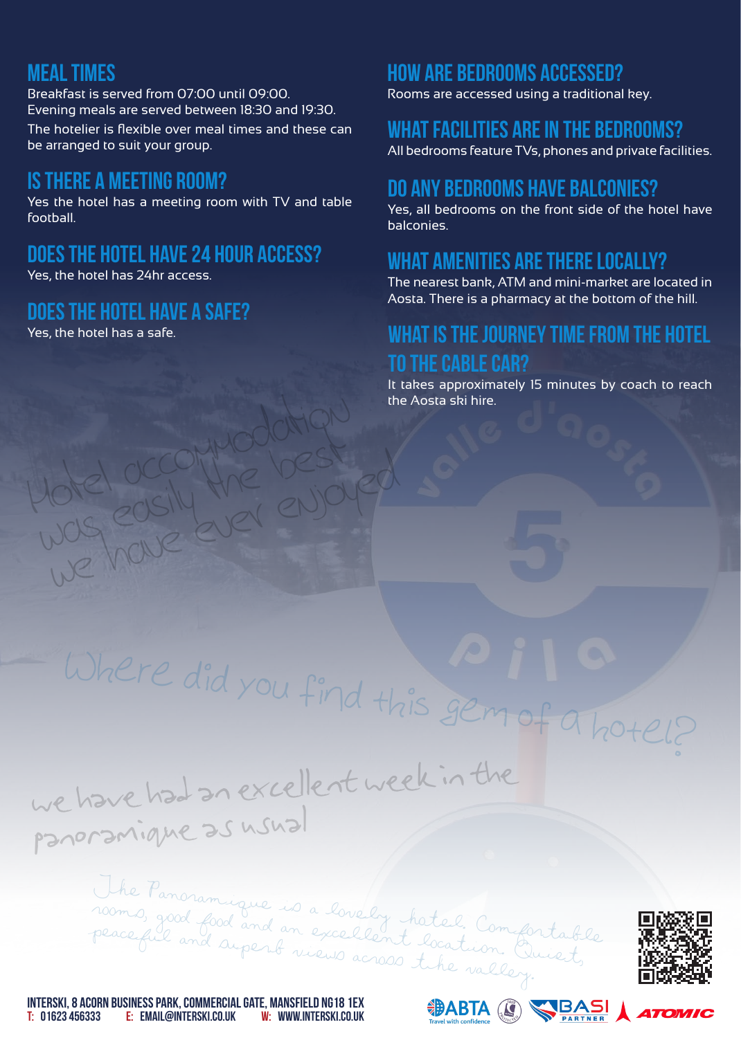## MEAL TIMES

Breakfast is served from 07:00 until 09:00.
Evening meals are served between 18:30 and 19:30.

The hotelier is flexible over meal times and these can be arranged to suit your group.

## IS THERE A MEETING ROOM?

Yes the hotel has a meeting room with TV and table football.

## DOES THE HOTEL HAVE 24 HOUR ACCESS?

Yes, the hotel has 24hr access.

## DOES THE HOTEL HAVE A SAFE?

Yes, the hotel has a safe.

## HOW ARE BEDROOMS ACCESSED?

Rooms are accessed using a traditional key.

## WHAT FACILITIES ARE IN THE BEDROOMS?

All bedrooms feature TVs, phones and private facilities.

## DO ANY BEDROOMS HAVE BALCONIES?

Yes, all bedrooms on the front side of the hotel have balconies.

## WHAT AMENITIES ARE THERE LOCALLY?

The nearest bank, ATM and mini-market are located in Aosta. There is a pharmacy at the bottom of the hill.

## WHAT IS THE JOURNEY TIME FROM THE HOTEL TO THE CABLE CAR?

It takes approximately 15 minutes by coach to reach the Aosta ski hire.

Hotel accommodation was easily the best we have ever enjoyed

Where did you find this gem of a hotel?

we have had an excellent week in the panoramique as usual

The Panoramique is a lovely hotel. Comfortable rooms, good food and an excellent location. Quiet, peaceful and superb views across the valley.

INTERSKI, 8 ACORN BUSINESS PARK, COMMERCIAL GATE, MANSFIELD NG18 1EX
T: 01623 456333 E: EMAIL@INTERSKI.CO.UK W: WWW.INTERSKI.CO.UK